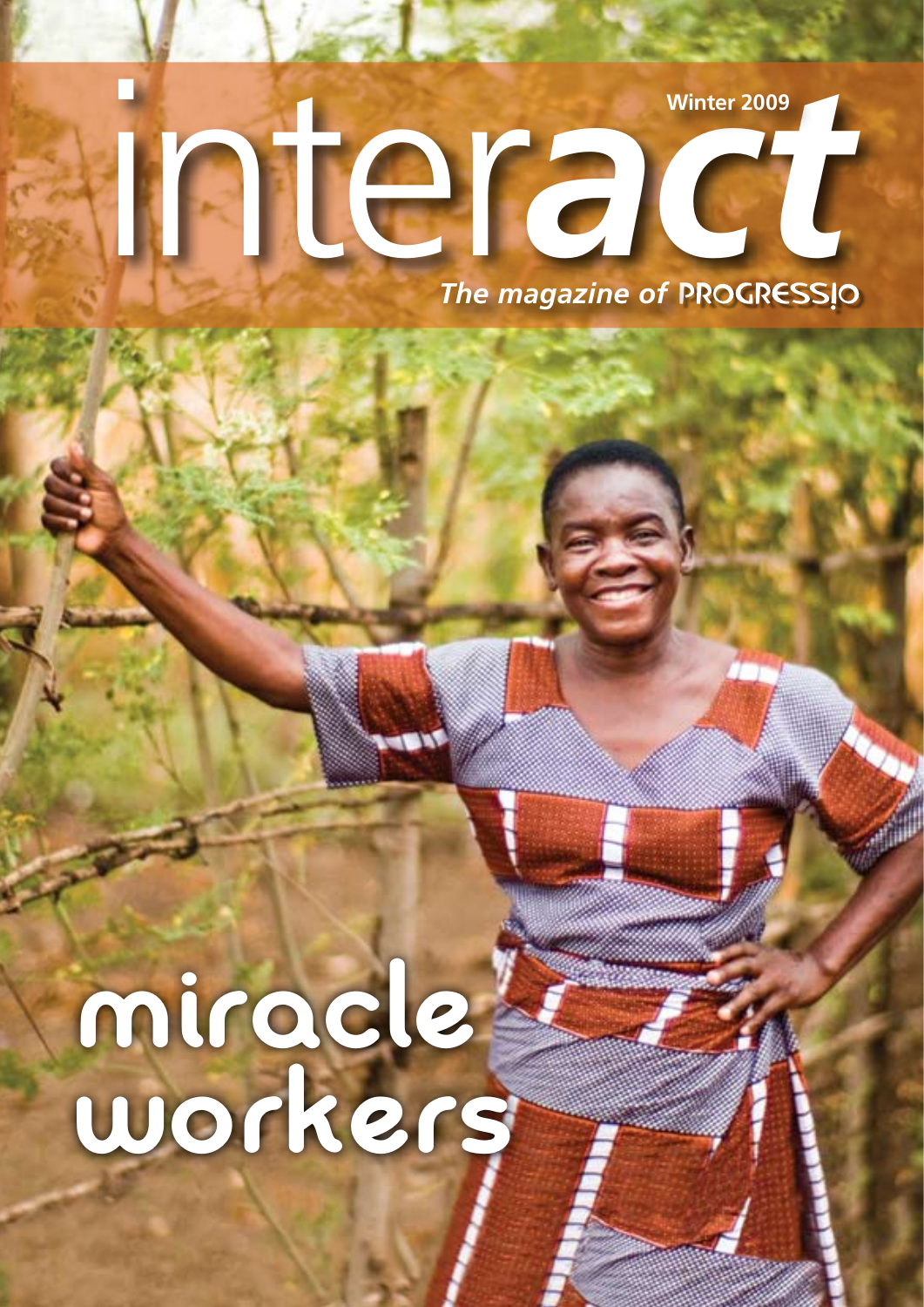# interact

Winter 2009

*The magazine of* PROGRESSIO

# miracle workers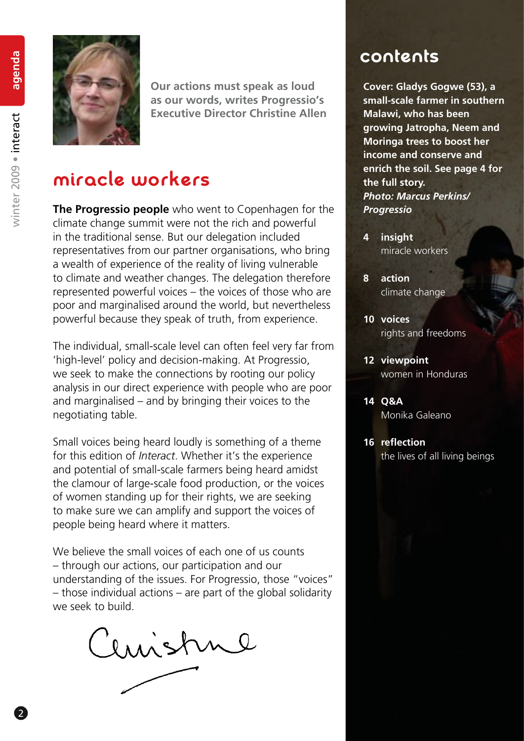Our actions must speak as loud as our words, writes Progressio's Executive Director Christine Allen

# miracle workers

**The Progressio people** who went to Copenhagen for the climate change summit were not the rich and powerful in the traditional sense. But our delegation included representatives from our partner organisations, who bring a wealth of experience of the reality of living vulnerable to climate and weather changes. The delegation therefore represented powerful voices – the voices of those who are poor and marginalised around the world, but nevertheless powerful because they speak of truth, from experience.

The individual, small-scale level can often feel very far from 'high-level' policy and decision-making. At Progressio, we seek to make the connections by rooting our policy analysis in our direct experience with people who are poor and marginalised – and by bringing their voices to the negotiating table.

Small voices being heard loudly is something of a theme for this edition of *Interact*. Whether it's the experience and potential of small-scale farmers being heard amidst the clamour of large-scale food production, or the voices of women standing up for their rights, we are seeking to make sure we can amplify and support the voices of people being heard where it matters.

We believe the small voices of each one of us counts – through our actions, our participation and our understanding of the issues. For Progressio, those "voices" – those individual actions – are part of the global solidarity we seek to build.

Christine

## contents

**Cover: Gladys Gogwe (53), a small-scale farmer in southern Malawi, who has been growing Jatropha, Neem and Moringa trees to boost her income and conserve and enrich the soil. See page 4 for the full story.**
***Photo: Marcus Perkins/ Progressio***

**4 insight**
miracle workers

**8 action**
climate change

**10 voices**
rights and freedoms

**12 viewpoint**
women in Honduras

**14 Q&A**
Monika Galeano

**16 reflection**
the lives of all living beings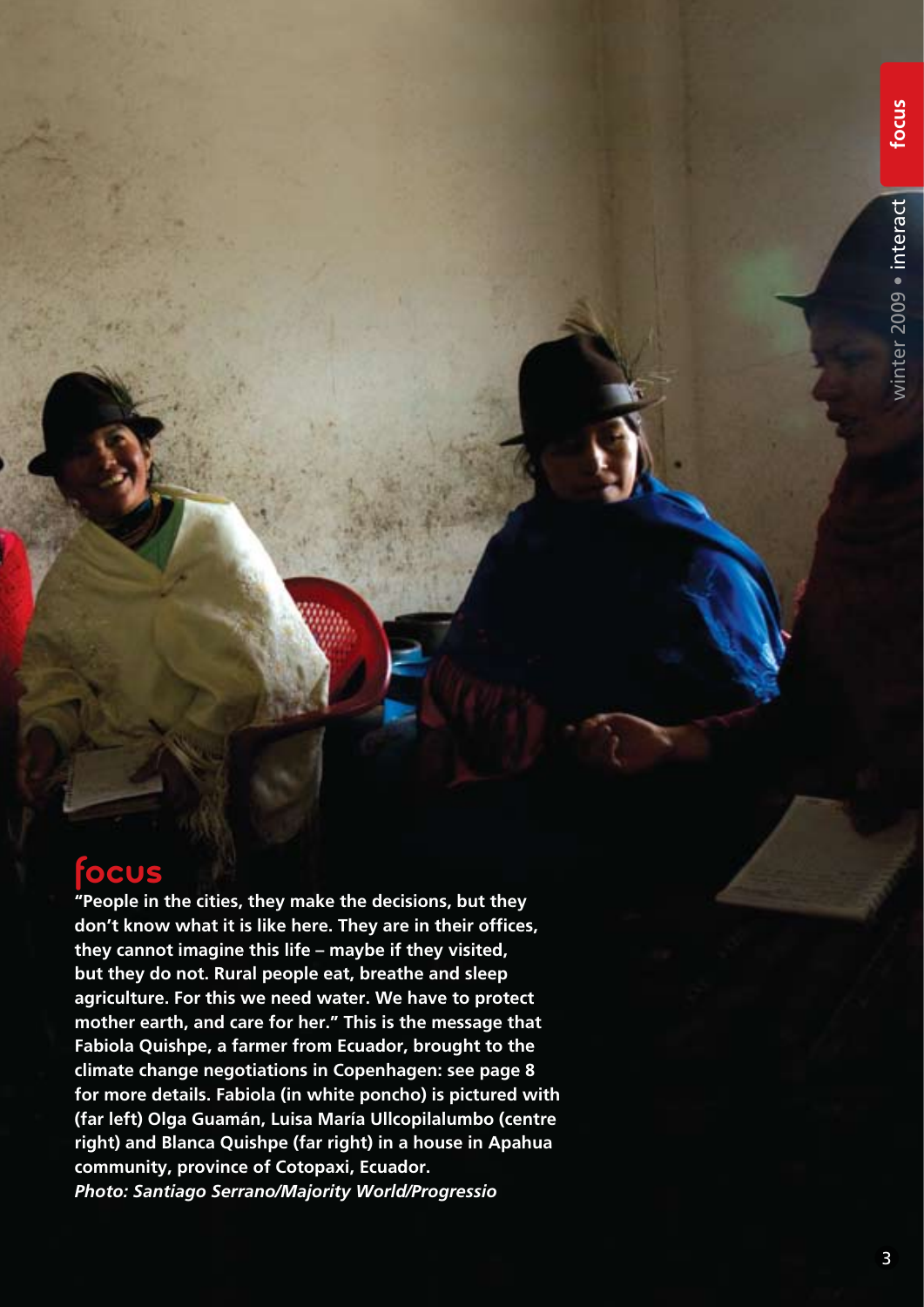# focus

**"People in the cities, they make the decisions, but they don't know what it is like here. They are in their offices, they cannot imagine this life – maybe if they visited, but they do not. Rural people eat, breathe and sleep agriculture. For this we need water. We have to protect mother earth, and care for her." This is the message that Fabiola Quishpe, a farmer from Ecuador, brought to the climate change negotiations in Copenhagen: see page 8 for more details. Fabiola (in white poncho) is pictured with (far left) Olga Guamán, Luisa María Ullcopilalumbo (centre right) and Blanca Quishpe (far right) in a house in Apahua community, province of Cotopaxi, Ecuador.**

***Photo: Santiago Serrano/Majority World/Progressio***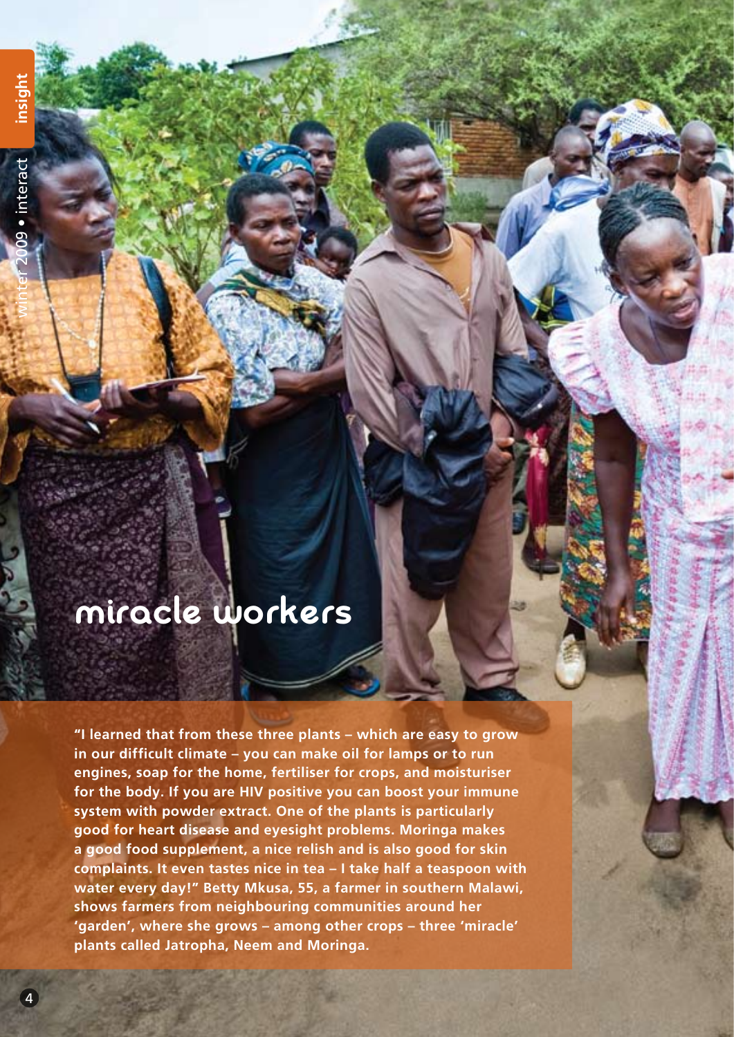# miracle workers

**"I learned that from these three plants – which are easy to grow in our difficult climate – you can make oil for lamps or to run engines, soap for the home, fertiliser for crops, and moisturiser for the body. If you are HIV positive you can boost your immune system with powder extract. One of the plants is particularly good for heart disease and eyesight problems. Moringa makes a good food supplement, a nice relish and is also good for skin complaints. It even tastes nice in tea – I take half a teaspoon with water every day!" Betty Mkusa, 55, a farmer in southern Malawi, shows farmers from neighbouring communities around her 'garden', where she grows – among other crops – three 'miracle' plants called Jatropha, Neem and Moringa.**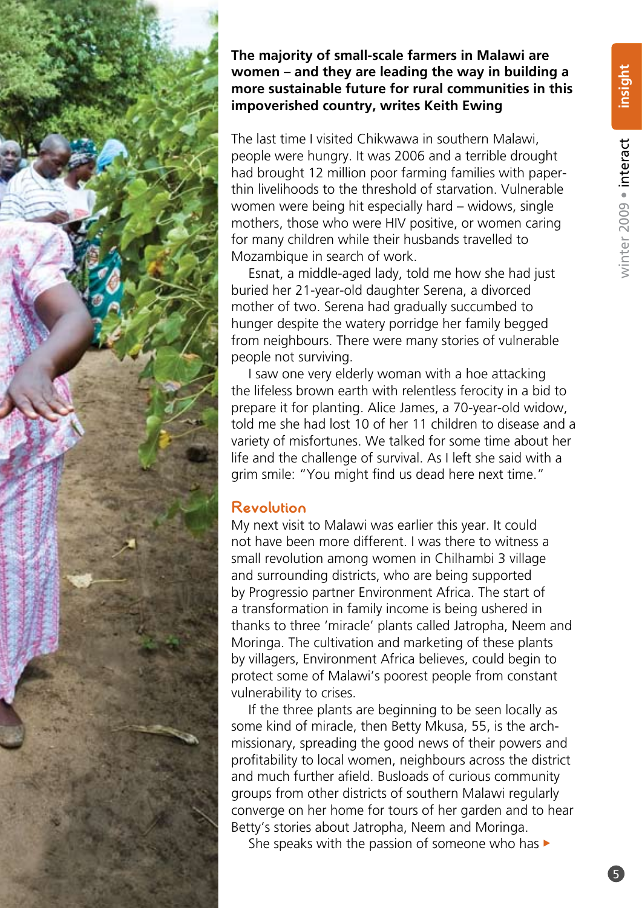**The majority of small-scale farmers in Malawi are women – and they are leading the way in building a more sustainable future for rural communities in this impoverished country, writes Keith Ewing**

The last time I visited Chikwawa in southern Malawi, people were hungry. It was 2006 and a terrible drought had brought 12 million poor farming families with paper-thin livelihoods to the threshold of starvation. Vulnerable women were being hit especially hard – widows, single mothers, those who were HIV positive, or women caring for many children while their husbands travelled to Mozambique in search of work.

Esnat, a middle-aged lady, told me how she had just buried her 21-year-old daughter Serena, a divorced mother of two. Serena had gradually succumbed to hunger despite the watery porridge her family begged from neighbours. There were many stories of vulnerable people not surviving.

I saw one very elderly woman with a hoe attacking the lifeless brown earth with relentless ferocity in a bid to prepare it for planting. Alice James, a 70-year-old widow, told me she had lost 10 of her 11 children to disease and a variety of misfortunes. We talked for some time about her life and the challenge of survival. As I left she said with a grim smile: "You might find us dead here next time."

## Revolution

My next visit to Malawi was earlier this year. It could not have been more different. I was there to witness a small revolution among women in Chilhambi 3 village and surrounding districts, who are being supported by Progressio partner Environment Africa. The start of a transformation in family income is being ushered in thanks to three 'miracle' plants called Jatropha, Neem and Moringa. The cultivation and marketing of these plants by villagers, Environment Africa believes, could begin to protect some of Malawi's poorest people from constant vulnerability to crises.

If the three plants are beginning to be seen locally as some kind of miracle, then Betty Mkusa, 55, is the arch-missionary, spreading the good news of their powers and profitability to local women, neighbours across the district and much further afield. Busloads of curious community groups from other districts of southern Malawi regularly converge on her home for tours of her garden and to hear Betty's stories about Jatropha, Neem and Moringa.

She speaks with the passion of someone who has ▸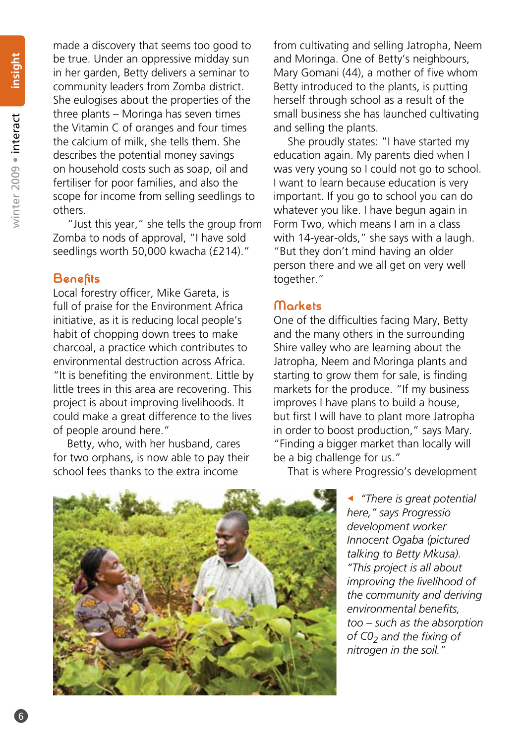made a discovery that seems too good to be true. Under an oppressive midday sun in her garden, Betty delivers a seminar to community leaders from Zomba district. She eulogises about the properties of the three plants – Moringa has seven times the Vitamin C of oranges and four times the calcium of milk, she tells them. She describes the potential money savings on household costs such as soap, oil and fertiliser for poor families, and also the scope for income from selling seedlings to others.

"Just this year," she tells the group from Zomba to nods of approval, "I have sold seedlings worth 50,000 kwacha (£214)."

## Benefits

Local forestry officer, Mike Gareta, is full of praise for the Environment Africa initiative, as it is reducing local people's habit of chopping down trees to make charcoal, a practice which contributes to environmental destruction across Africa. "It is benefiting the environment. Little by little trees in this area are recovering. This project is about improving livelihoods. It could make a great difference to the lives of people around here."

Betty, who, with her husband, cares for two orphans, is now able to pay their school fees thanks to the extra income from cultivating and selling Jatropha, Neem and Moringa. One of Betty's neighbours, Mary Gomani (44), a mother of five whom Betty introduced to the plants, is putting herself through school as a result of the small business she has launched cultivating and selling the plants.

She proudly states: "I have started my education again. My parents died when I was very young so I could not go to school. I want to learn because education is very important. If you go to school you can do whatever you like. I have begun again in Form Two, which means I am in a class with 14-year-olds," she says with a laugh. "But they don't mind having an older person there and we all get on very well together."

## Markets

One of the difficulties facing Mary, Betty and the many others in the surrounding Shire valley who are learning about the Jatropha, Neem and Moringa plants and starting to grow them for sale, is finding markets for the produce. "If my business improves I have plans to build a house, but first I will have to plant more Jatropha in order to boost production," says Mary. "Finding a bigger market than locally will be a big challenge for us."

That is where Progressio's development

*"There is great potential here," says Progressio development worker Innocent Ogaba (pictured talking to Betty Mkusa). "This project is all about improving the livelihood of the community and deriving environmental benefits, too – such as the absorption of $CO_2$ and the fixing of nitrogen in the soil."*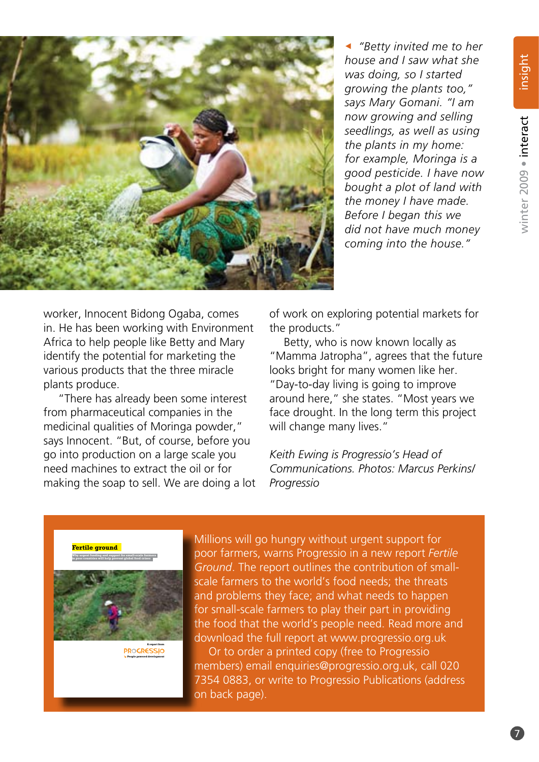*"Betty invited me to her house and I saw what she was doing, so I started growing the plants too," says Mary Gomani. "I am now growing and selling seedlings, as well as using the plants in my home: for example, Moringa is a good pesticide. I have now bought a plot of land with the money I have made. Before I began this we did not have much money coming into the house."*

worker, Innocent Bidong Ogaba, comes in. He has been working with Environment Africa to help people like Betty and Mary identify the potential for marketing the various products that the three miracle plants produce.

"There has already been some interest from pharmaceutical companies in the medicinal qualities of Moringa powder," says Innocent. "But, of course, before you go into production on a large scale you need machines to extract the oil or for making the soap to sell. We are doing a lot of work on exploring potential markets for the products."

Betty, who is now known locally as "Mamma Jatropha", agrees that the future looks bright for many women like her. "Day-to-day living is going to improve around here," she states. "Most years we face drought. In the long term this project will change many lives."

*Keith Ewing is Progressio's Head of Communications. Photos: Marcus Perkins/ Progressio*

Millions will go hungry without urgent support for poor farmers, warns Progressio in a new report *Fertile Ground*. The report outlines the contribution of small-scale farmers to the world's food needs; the threats and problems they face; and what needs to happen for small-scale farmers to play their part in providing the food that the world's people need. Read more and download the full report at www.progressio.org.uk

Or to order a printed copy (free to Progressio members) email enquiries@progressio.org.uk, call 020 7354 0883, or write to Progressio Publications (address on back page).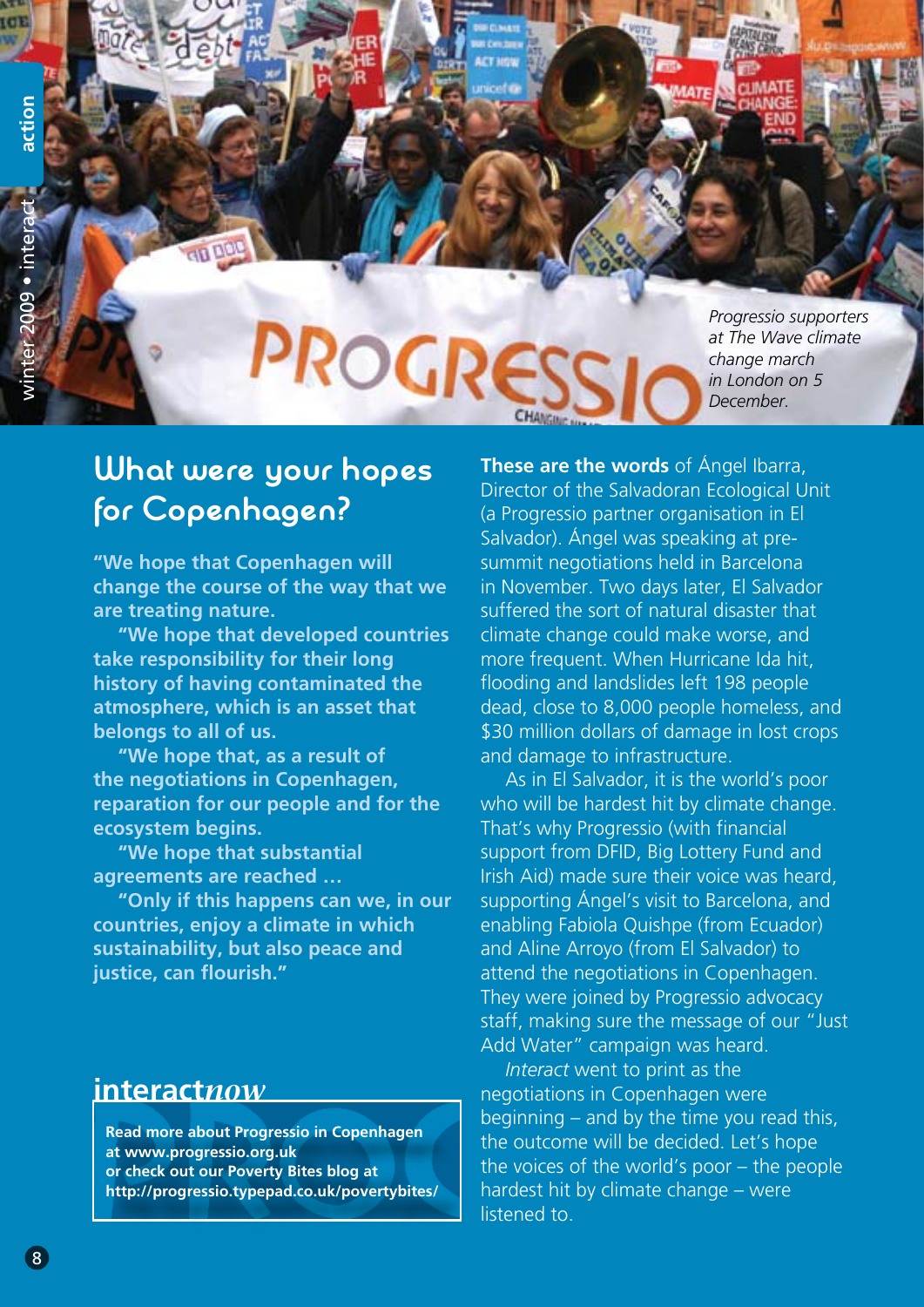Progressio supporters at The Wave climate change march in London on 5 December.

## What were your hopes for Copenhagen?

**"We hope that Copenhagen will change the course of the way that we are treating nature.**

**"We hope that developed countries take responsibility for their long history of having contaminated the atmosphere, which is an asset that belongs to all of us.**

**"We hope that, as a result of the negotiations in Copenhagen, reparation for our people and for the ecosystem begins.**

**"We hope that substantial agreements are reached …**

**"Only if this happens can we, in our countries, enjoy a climate in which sustainability, but also peace and justice, can flourish."**

**These are the words** of Ángel Ibarra, Director of the Salvadoran Ecological Unit (a Progressio partner organisation in El Salvador). Ángel was speaking at pre-summit negotiations held in Barcelona in November. Two days later, El Salvador suffered the sort of natural disaster that climate change could make worse, and more frequent. When Hurricane Ida hit, flooding and landslides left 198 people dead, close to 8,000 people homeless, and $30 million dollars of damage in lost crops and damage to infrastructure.

As in El Salvador, it is the world's poor who will be hardest hit by climate change. That's why Progressio (with financial support from DFID, Big Lottery Fund and Irish Aid) made sure their voice was heard, supporting Ángel's visit to Barcelona, and enabling Fabiola Quishpe (from Ecuador) and Aline Arroyo (from El Salvador) to attend the negotiations in Copenhagen. They were joined by Progressio advocacy staff, making sure the message of our "Just Add Water" campaign was heard.

*Interact* went to print as the negotiations in Copenhagen were beginning – and by the time you read this, the outcome will be decided. Let's hope the voices of the world's poor – the people hardest hit by climate change – were listened to.

### interact*now*

**Read more about Progressio in Copenhagen at www.progressio.org.uk or check out our Poverty Bites blog at http://progressio.typepad.co.uk/povertybites/**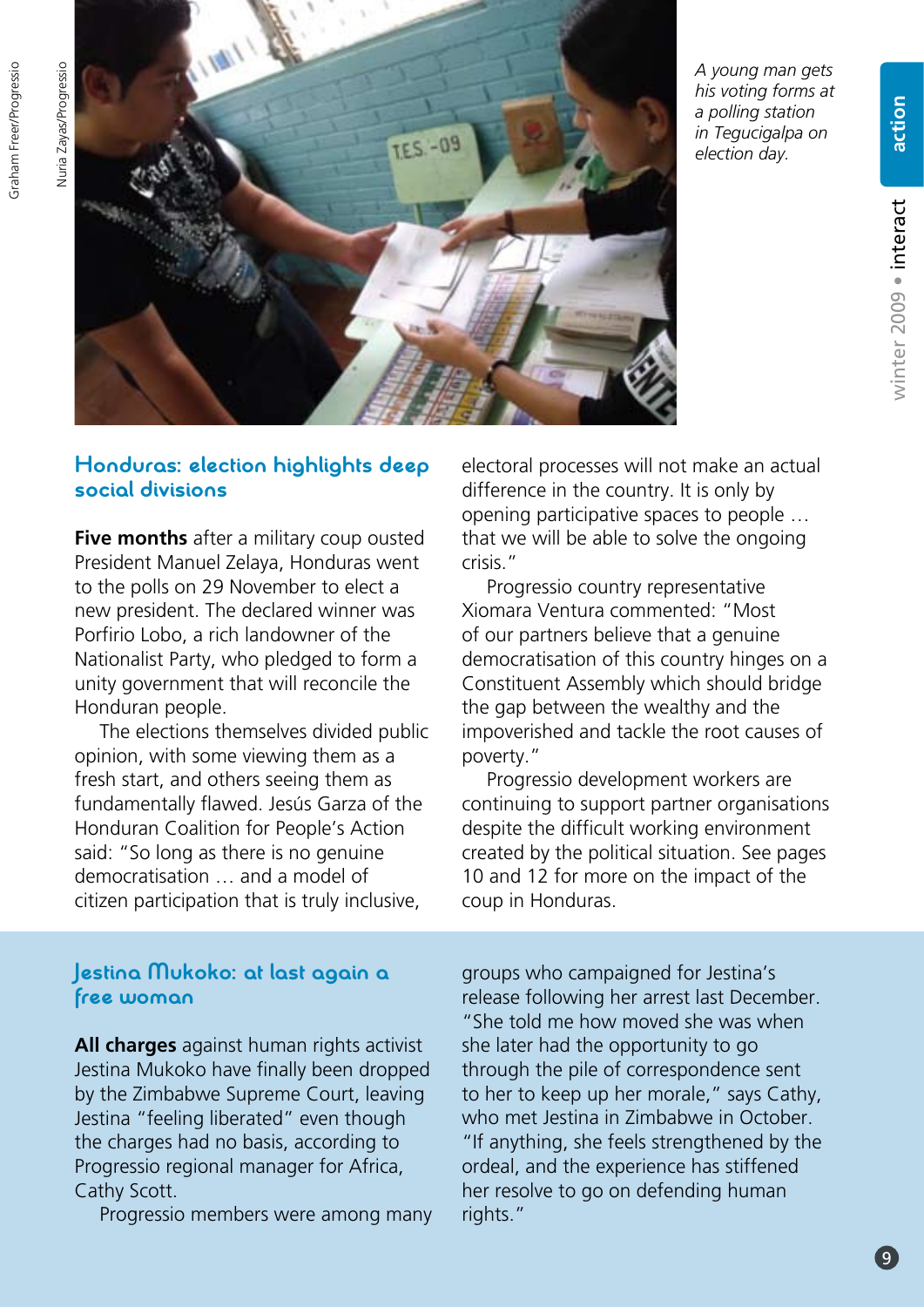A young man gets his voting forms at a polling station in Tegucigalpa on election day.

## Honduras: election highlights deep social divisions

**Five months** after a military coup ousted President Manuel Zelaya, Honduras went to the polls on 29 November to elect a new president. The declared winner was Porfirio Lobo, a rich landowner of the Nationalist Party, who pledged to form a unity government that will reconcile the Honduran people.

The elections themselves divided public opinion, with some viewing them as a fresh start, and others seeing them as fundamentally flawed. Jesús Garza of the Honduran Coalition for People's Action said: "So long as there is no genuine democratisation … and a model of citizen participation that is truly inclusive, electoral processes will not make an actual difference in the country. It is only by opening participative spaces to people … that we will be able to solve the ongoing crisis."

Progressio country representative Xiomara Ventura commented: "Most of our partners believe that a genuine democratisation of this country hinges on a Constituent Assembly which should bridge the gap between the wealthy and the impoverished and tackle the root causes of poverty."

Progressio development workers are continuing to support partner organisations despite the difficult working environment created by the political situation. See pages 10 and 12 for more on the impact of the coup in Honduras.

## Jestina Mukoko: at last again a free woman

**All charges** against human rights activist Jestina Mukoko have finally been dropped by the Zimbabwe Supreme Court, leaving Jestina "feeling liberated" even though the charges had no basis, according to Progressio regional manager for Africa, Cathy Scott.

Progressio members were among many groups who campaigned for Jestina's release following her arrest last December. "She told me how moved she was when she later had the opportunity to go through the pile of correspondence sent to her to keep up her morale," says Cathy, who met Jestina in Zimbabwe in October. "If anything, she feels strengthened by the ordeal, and the experience has stiffened her resolve to go on defending human rights."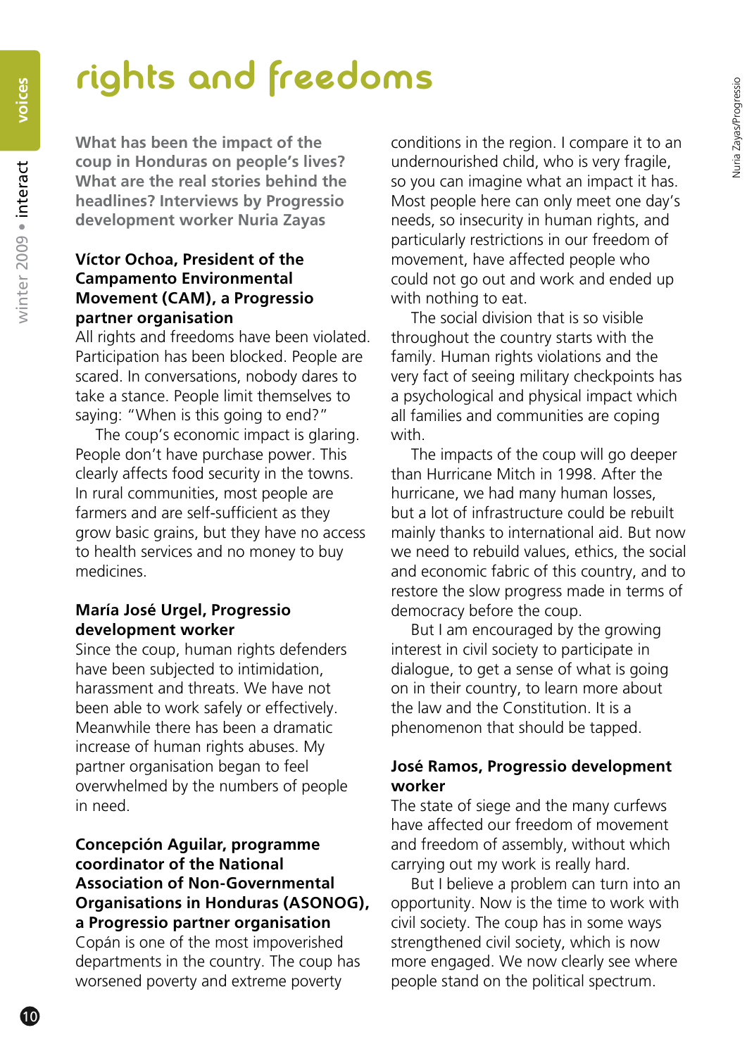# rights and freedoms

**What has been the impact of the coup in Honduras on people's lives? What are the real stories behind the headlines? Interviews by Progressio development worker Nuria Zayas**

**Víctor Ochoa, President of the Campamento Environmental Movement (CAM), a Progressio partner organisation**

All rights and freedoms have been violated. Participation has been blocked. People are scared. In conversations, nobody dares to take a stance. People limit themselves to saying: "When is this going to end?"

The coup's economic impact is glaring. People don't have purchase power. This clearly affects food security in the towns. In rural communities, most people are farmers and are self-sufficient as they grow basic grains, but they have no access to health services and no money to buy medicines.

**María José Urgel, Progressio development worker**

Since the coup, human rights defenders have been subjected to intimidation, harassment and threats. We have not been able to work safely or effectively. Meanwhile there has been a dramatic increase of human rights abuses. My partner organisation began to feel overwhelmed by the numbers of people in need.

**Concepción Aguilar, programme coordinator of the National Association of Non-Governmental Organisations in Honduras (ASONOG), a Progressio partner organisation**

Copán is one of the most impoverished departments in the country. The coup has worsened poverty and extreme poverty conditions in the region. I compare it to an undernourished child, who is very fragile, so you can imagine what an impact it has. Most people here can only meet one day's needs, so insecurity in human rights, and particularly restrictions in our freedom of movement, have affected people who could not go out and work and ended up with nothing to eat.

The social division that is so visible throughout the country starts with the family. Human rights violations and the very fact of seeing military checkpoints has a psychological and physical impact which all families and communities are coping with.

The impacts of the coup will go deeper than Hurricane Mitch in 1998. After the hurricane, we had many human losses, but a lot of infrastructure could be rebuilt mainly thanks to international aid. But now we need to rebuild values, ethics, the social and economic fabric of this country, and to restore the slow progress made in terms of democracy before the coup.

But I am encouraged by the growing interest in civil society to participate in dialogue, to get a sense of what is going on in their country, to learn more about the law and the Constitution. It is a phenomenon that should be tapped.

**José Ramos, Progressio development worker**

The state of siege and the many curfews have affected our freedom of movement and freedom of assembly, without which carrying out my work is really hard.

But I believe a problem can turn into an opportunity. Now is the time to work with civil society. The coup has in some ways strengthened civil society, which is now more engaged. We now clearly see where people stand on the political spectrum.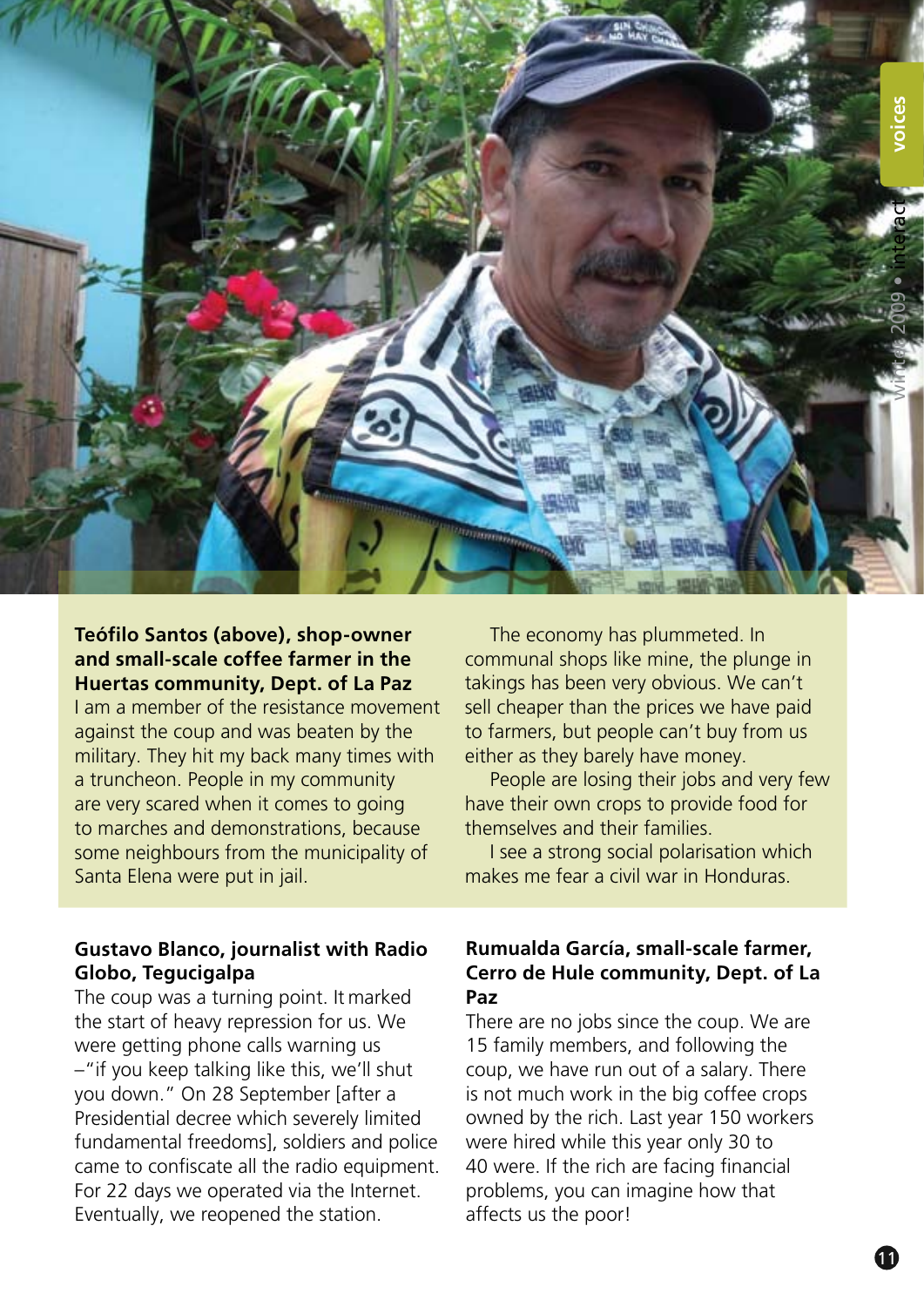**Teófilo Santos (above), shop-owner and small-scale coffee farmer in the Huertas community, Dept. of La Paz**

I am a member of the resistance movement against the coup and was beaten by the military. They hit my back many times with a truncheon. People in my community are very scared when it comes to going to marches and demonstrations, because some neighbours from the municipality of Santa Elena were put in jail.

The economy has plummeted. In communal shops like mine, the plunge in takings has been very obvious. We can't sell cheaper than the prices we have paid to farmers, but people can't buy from us either as they barely have money.

People are losing their jobs and very few have their own crops to provide food for themselves and their families.

I see a strong social polarisation which makes me fear a civil war in Honduras.

**Gustavo Blanco, journalist with Radio Globo, Tegucigalpa**

The coup was a turning point. It marked the start of heavy repression for us. We were getting phone calls warning us –"if you keep talking like this, we'll shut you down." On 28 September [after a Presidential decree which severely limited fundamental freedoms], soldiers and police came to confiscate all the radio equipment. For 22 days we operated via the Internet. Eventually, we reopened the station.

**Rumualda García, small-scale farmer, Cerro de Hule community, Dept. of La Paz**

There are no jobs since the coup. We are 15 family members, and following the coup, we have run out of a salary. There is not much work in the big coffee crops owned by the rich. Last year 150 workers were hired while this year only 30 to 40 were. If the rich are facing financial problems, you can imagine how that affects us the poor!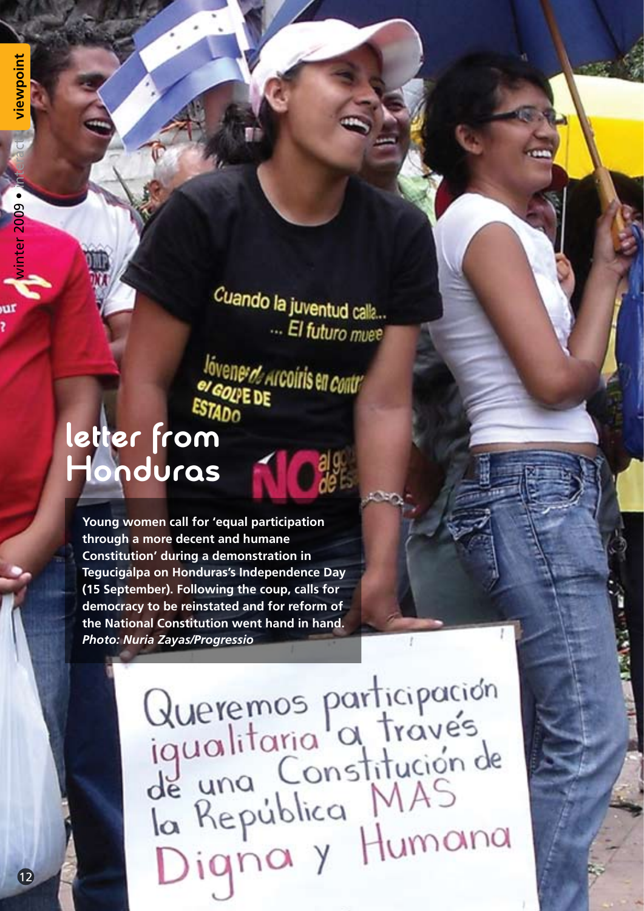# letter from Honduras

**Young women call for 'equal participation through a more decent and humane Constitution' during a demonstration in Tegucigalpa on Honduras's Independence Day (15 September). Following the coup, calls for democracy to be reinstated and for reform of the National Constitution went hand in hand.** ***Photo: Nuria Zayas/Progressio***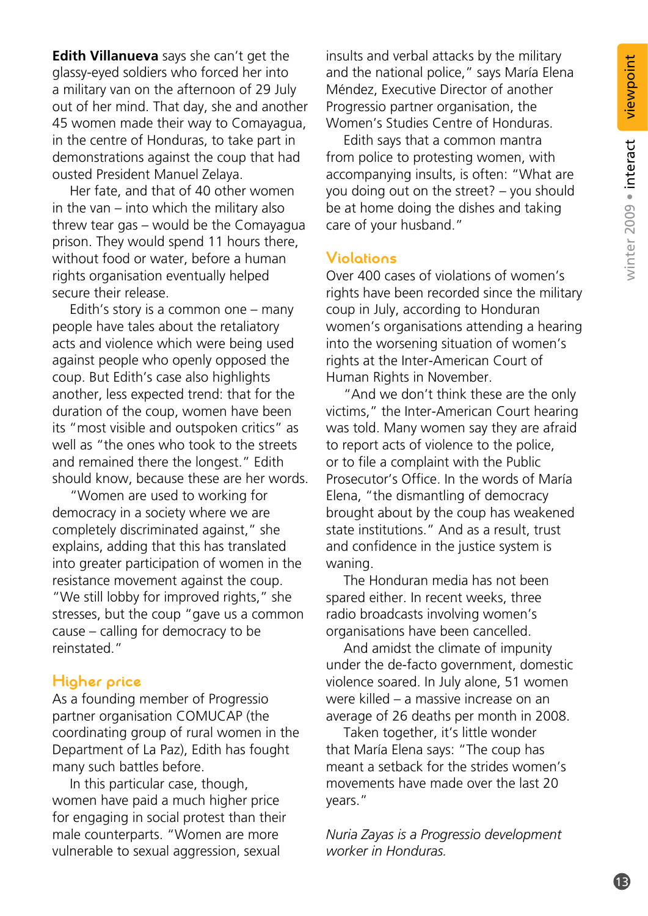**Edith Villanueva** says she can't get the glassy-eyed soldiers who forced her into a military van on the afternoon of 29 July out of her mind. That day, she and another 45 women made their way to Comayagua, in the centre of Honduras, to take part in demonstrations against the coup that had ousted President Manuel Zelaya.

Her fate, and that of 40 other women in the van – into which the military also threw tear gas – would be the Comayagua prison. They would spend 11 hours there, without food or water, before a human rights organisation eventually helped secure their release.

Edith's story is a common one – many people have tales about the retaliatory acts and violence which were being used against people who openly opposed the coup. But Edith's case also highlights another, less expected trend: that for the duration of the coup, women have been its "most visible and outspoken critics" as well as "the ones who took to the streets and remained there the longest." Edith should know, because these are her words.

"Women are used to working for democracy in a society where we are completely discriminated against," she explains, adding that this has translated into greater participation of women in the resistance movement against the coup. "We still lobby for improved rights," she stresses, but the coup "gave us a common cause – calling for democracy to be reinstated."

## Higher price

As a founding member of Progressio partner organisation COMUCAP (the coordinating group of rural women in the Department of La Paz), Edith has fought many such battles before.

In this particular case, though, women have paid a much higher price for engaging in social protest than their male counterparts. "Women are more vulnerable to sexual aggression, sexual insults and verbal attacks by the military and the national police," says María Elena Méndez, Executive Director of another Progressio partner organisation, the Women's Studies Centre of Honduras.

Edith says that a common mantra from police to protesting women, with accompanying insults, is often: "What are you doing out on the street? – you should be at home doing the dishes and taking care of your husband."

## Violations

Over 400 cases of violations of women's rights have been recorded since the military coup in July, according to Honduran women's organisations attending a hearing into the worsening situation of women's rights at the Inter-American Court of Human Rights in November.

"And we don't think these are the only victims," the Inter-American Court hearing was told. Many women say they are afraid to report acts of violence to the police, or to file a complaint with the Public Prosecutor's Office. In the words of María Elena, "the dismantling of democracy brought about by the coup has weakened state institutions." And as a result, trust and confidence in the justice system is waning.

The Honduran media has not been spared either. In recent weeks, three radio broadcasts involving women's organisations have been cancelled.

And amidst the climate of impunity under the de-facto government, domestic violence soared. In July alone, 51 women were killed – a massive increase on an average of 26 deaths per month in 2008.

Taken together, it's little wonder that María Elena says: "The coup has meant a setback for the strides women's movements have made over the last 20 years."

*Nuria Zayas is a Progressio development worker in Honduras.*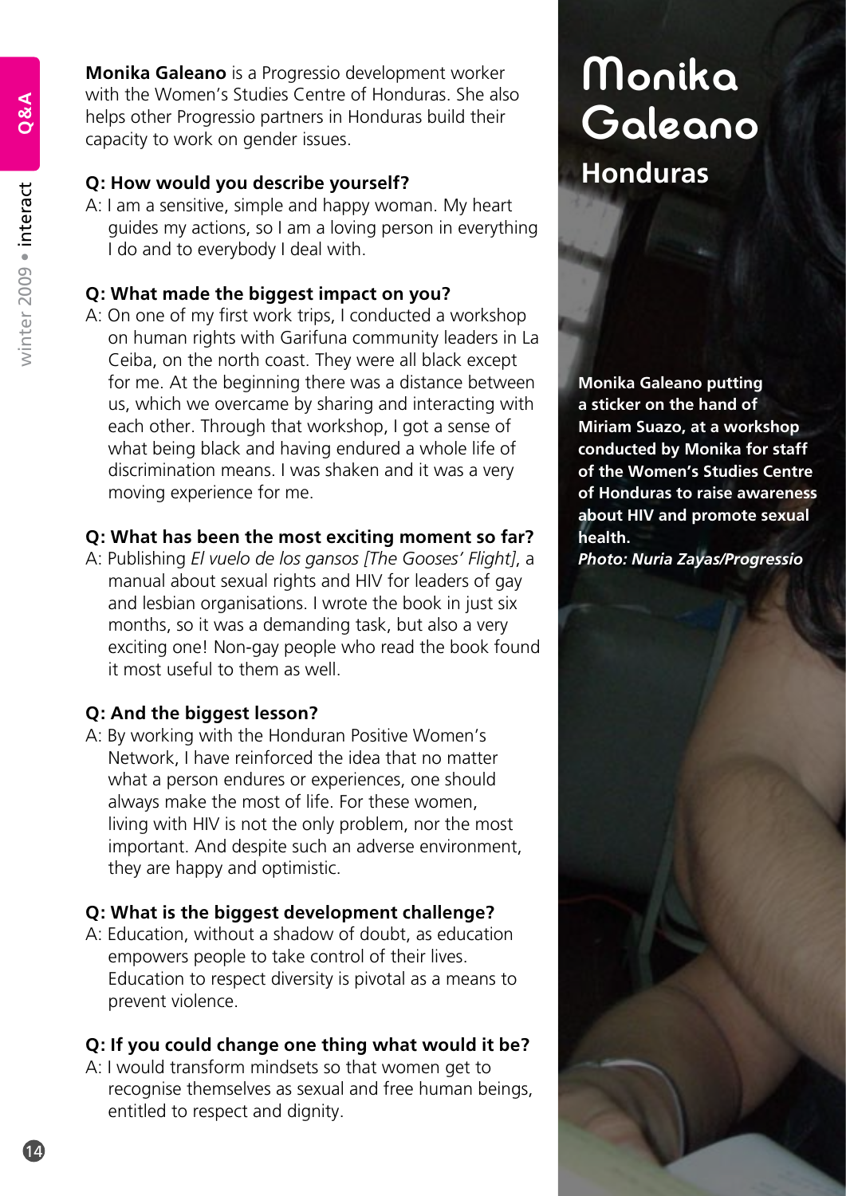# Monika Galeano

## Honduras

**Monika Galeano** is a Progressio development worker with the Women's Studies Centre of Honduras. She also helps other Progressio partners in Honduras build their capacity to work on gender issues.

**Q: How would you describe yourself?**

A: I am a sensitive, simple and happy woman. My heart guides my actions, so I am a loving person in everything I do and to everybody I deal with.

**Q: What made the biggest impact on you?**

A: On one of my first work trips, I conducted a workshop on human rights with Garifuna community leaders in La Ceiba, on the north coast. They were all black except for me. At the beginning there was a distance between us, which we overcame by sharing and interacting with each other. Through that workshop, I got a sense of what being black and having endured a whole life of discrimination means. I was shaken and it was a very moving experience for me.

**Q: What has been the most exciting moment so far?**

A: Publishing *El vuelo de los gansos [The Gooses' Flight]*, a manual about sexual rights and HIV for leaders of gay and lesbian organisations. I wrote the book in just six months, so it was a demanding task, but also a very exciting one! Non-gay people who read the book found it most useful to them as well.

**Q: And the biggest lesson?**

A: By working with the Honduran Positive Women's Network, I have reinforced the idea that no matter what a person endures or experiences, one should always make the most of life. For these women, living with HIV is not the only problem, nor the most important. And despite such an adverse environment, they are happy and optimistic.

**Q: What is the biggest development challenge?**

A: Education, without a shadow of doubt, as education empowers people to take control of their lives. Education to respect diversity is pivotal as a means to prevent violence.

**Q: If you could change one thing what would it be?**

A: I would transform mindsets so that women get to recognise themselves as sexual and free human beings, entitled to respect and dignity.

**Monika Galeano putting a sticker on the hand of Miriam Suazo, at a workshop conducted by Monika for staff of the Women's Studies Centre of Honduras to raise awareness about HIV and promote sexual health.**
***Photo: Nuria Zayas/Progressio***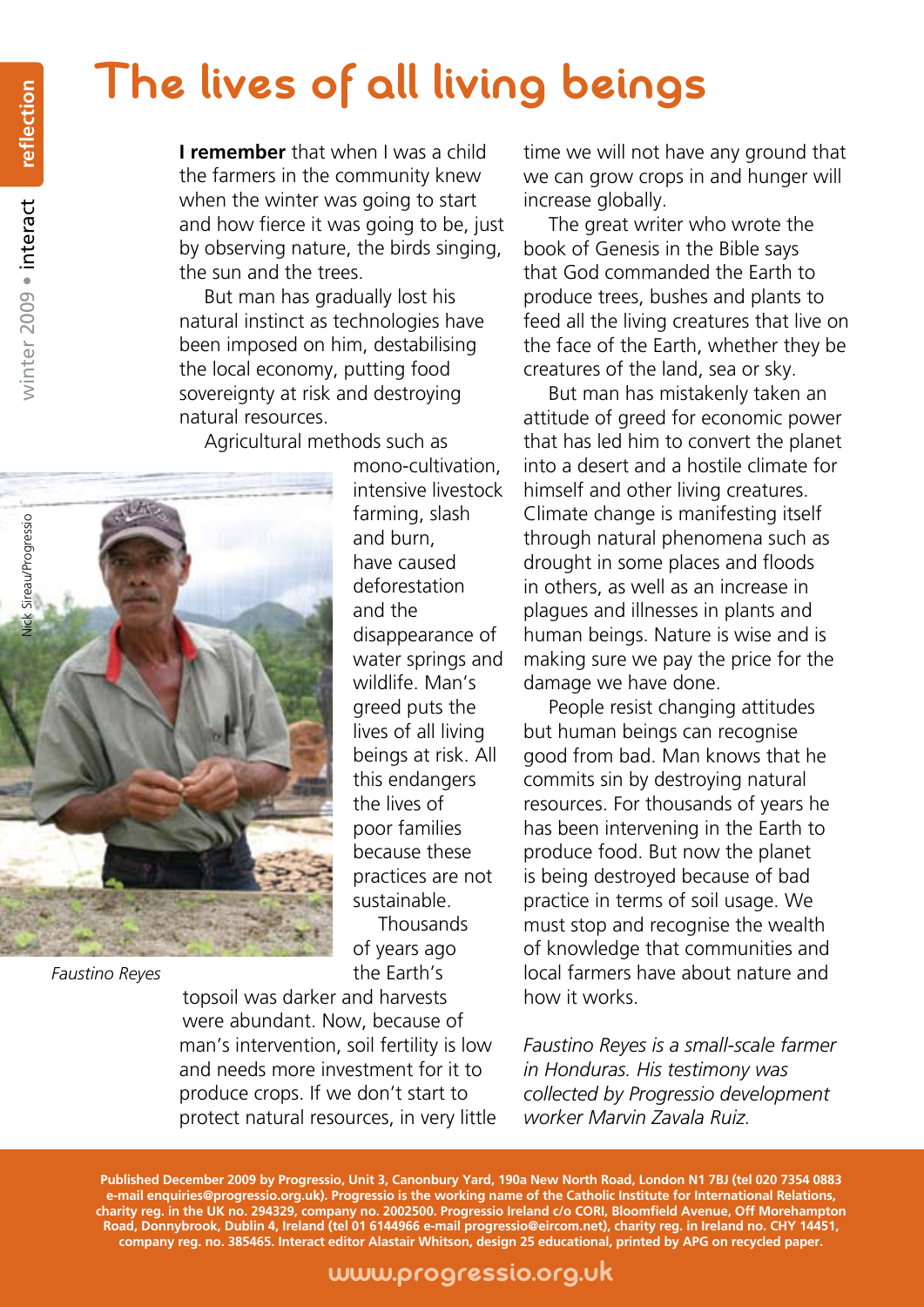# The lives of all living beings

**I remember** that when I was a child the farmers in the community knew when the winter was going to start and how fierce it was going to be, just by observing nature, the birds singing, the sun and the trees.

But man has gradually lost his natural instinct as technologies have been imposed on him, destabilising the local economy, putting food sovereignty at risk and destroying natural resources.

Agricultural methods such as mono-cultivation, intensive livestock farming, slash and burn, have caused deforestation and the disappearance of water springs and wildlife. Man's greed puts the lives of all living beings at risk. All this endangers the lives of poor families because these practices are not sustainable.

Thousands of years ago the Earth's topsoil was darker and harvests were abundant. Now, because of man's intervention, soil fertility is low and needs more investment for it to produce crops. If we don't start to protect natural resources, in very little time we will not have any ground that we can grow crops in and hunger will increase globally.

*Faustino Reyes*

The great writer who wrote the book of Genesis in the Bible says that God commanded the Earth to produce trees, bushes and plants to feed all the living creatures that live on the face of the Earth, whether they be creatures of the land, sea or sky.

But man has mistakenly taken an attitude of greed for economic power that has led him to convert the planet into a desert and a hostile climate for himself and other living creatures. Climate change is manifesting itself through natural phenomena such as drought in some places and floods in others, as well as an increase in plagues and illnesses in plants and human beings. Nature is wise and is making sure we pay the price for the damage we have done.

People resist changing attitudes but human beings can recognise good from bad. Man knows that he commits sin by destroying natural resources. For thousands of years he has been intervening in the Earth to produce food. But now the planet is being destroyed because of bad practice in terms of soil usage. We must stop and recognise the wealth of knowledge that communities and local farmers have about nature and how it works.

*Faustino Reyes is a small-scale farmer in Honduras. His testimony was collected by Progressio development worker Marvin Zavala Ruiz.*

**Published December 2009 by Progressio, Unit 3, Canonbury Yard, 190a New North Road, London N1 7BJ (tel 020 7354 0883 e-mail enquiries@progressio.org.uk). Progressio is the working name of the Catholic Institute for International Relations, charity reg. in the UK no. 294329, company no. 2002500. Progressio Ireland c/o CORI, Bloomfield Avenue, Off Morehampton Road, Donnybrook, Dublin 4, Ireland (tel 01 6144966 e-mail progressio@eircom.net), charity reg. in Ireland no. CHY 14451, company reg. no. 385465. Interact editor Alastair Whitson, design 25 educational, printed by APG on recycled paper.**

**www.progressio.org.uk**